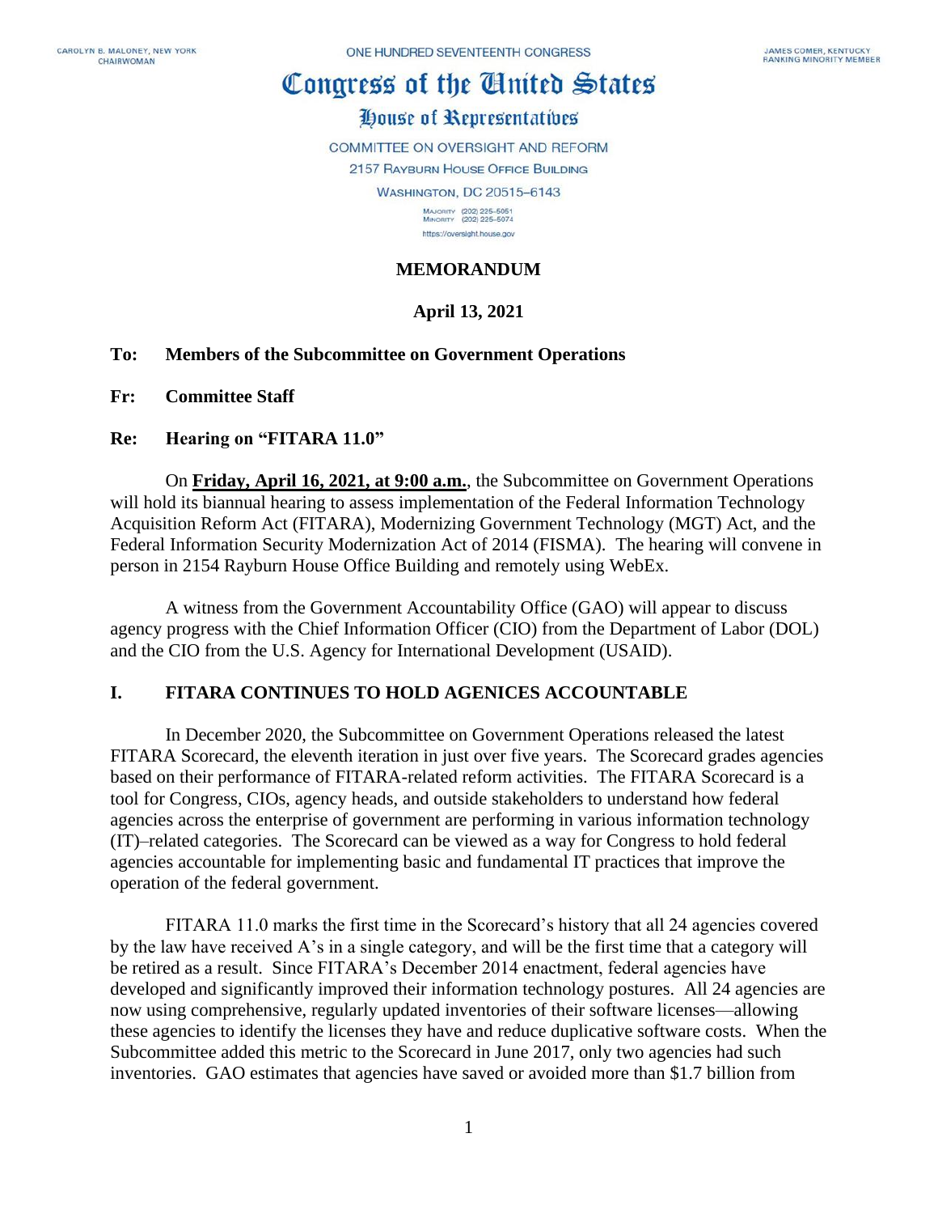CAROLYN B. MALONEY, NEW YORK
CHAIRWOMAN

ONE HUNDRED SEVENTEENTH CONGRESS

JAMES COMER, KENTUCKY
RANKING MINORITY MEMBER

# Congress of the United States

## House of Representatives

COMMITTEE ON OVERSIGHT AND REFORM
2157 RAYBURN HOUSE OFFICE BUILDING
WASHINGTON, DC 20515–6143

MAJORITY (202) 225-5051
MINORITY (202) 225-5074
https://oversight.house.gov

**MEMORANDUM**

**April 13, 2021**

**To: Members of the Subcommittee on Government Operations**

**Fr: Committee Staff**

**Re: Hearing on "FITARA 11.0"**

On **Friday, April 16, 2021, at 9:00 a.m.**, the Subcommittee on Government Operations will hold its biannual hearing to assess implementation of the Federal Information Technology Acquisition Reform Act (FITARA), Modernizing Government Technology (MGT) Act, and the Federal Information Security Modernization Act of 2014 (FISMA). The hearing will convene in person in 2154 Rayburn House Office Building and remotely using WebEx.

A witness from the Government Accountability Office (GAO) will appear to discuss agency progress with the Chief Information Officer (CIO) from the Department of Labor (DOL) and the CIO from the U.S. Agency for International Development (USAID).

## I. FITARA CONTINUES TO HOLD AGENICES ACCOUNTABLE

In December 2020, the Subcommittee on Government Operations released the latest FITARA Scorecard, the eleventh iteration in just over five years. The Scorecard grades agencies based on their performance of FITARA-related reform activities. The FITARA Scorecard is a tool for Congress, CIOs, agency heads, and outside stakeholders to understand how federal agencies across the enterprise of government are performing in various information technology (IT)–related categories. The Scorecard can be viewed as a way for Congress to hold federal agencies accountable for implementing basic and fundamental IT practices that improve the operation of the federal government.

FITARA 11.0 marks the first time in the Scorecard's history that all 24 agencies covered by the law have received A's in a single category, and will be the first time that a category will be retired as a result. Since FITARA's December 2014 enactment, federal agencies have developed and significantly improved their information technology postures. All 24 agencies are now using comprehensive, regularly updated inventories of their software licenses—allowing these agencies to identify the licenses they have and reduce duplicative software costs. When the Subcommittee added this metric to the Scorecard in June 2017, only two agencies had such inventories. GAO estimates that agencies have saved or avoided more than $1.7 billion from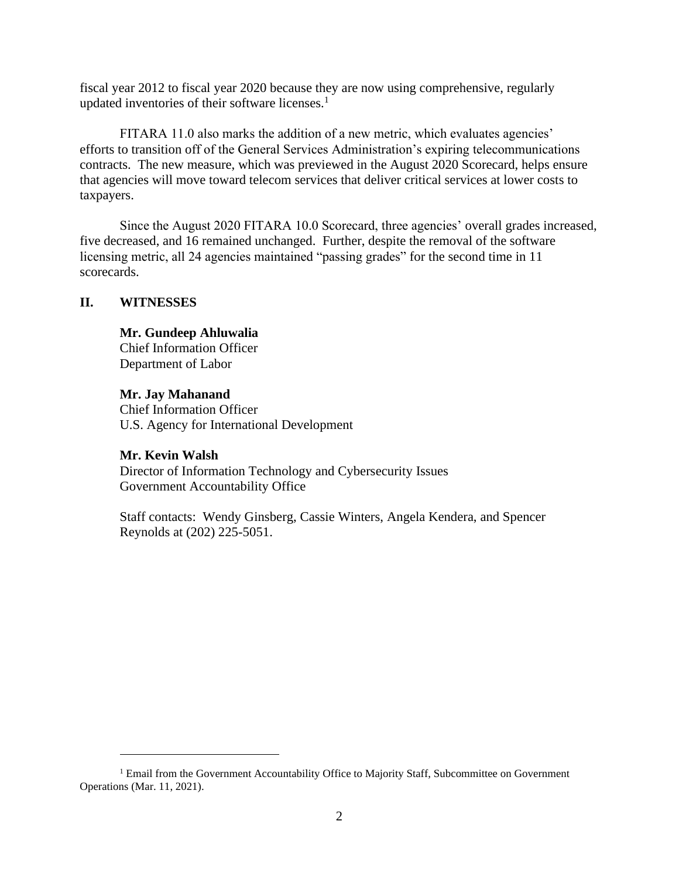fiscal year 2012 to fiscal year 2020 because they are now using comprehensive, regularly updated inventories of their software licenses.[1]

FITARA 11.0 also marks the addition of a new metric, which evaluates agencies' efforts to transition off of the General Services Administration's expiring telecommunications contracts. The new measure, which was previewed in the August 2020 Scorecard, helps ensure that agencies will move toward telecom services that deliver critical services at lower costs to taxpayers.

Since the August 2020 FITARA 10.0 Scorecard, three agencies' overall grades increased, five decreased, and 16 remained unchanged. Further, despite the removal of the software licensing metric, all 24 agencies maintained "passing grades" for the second time in 11 scorecards.

## II. WITNESSES

**Mr. Gundeep Ahluwalia**
Chief Information Officer
Department of Labor

**Mr. Jay Mahanand**
Chief Information Officer
U.S. Agency for International Development

**Mr. Kevin Walsh**
Director of Information Technology and Cybersecurity Issues
Government Accountability Office

Staff contacts: Wendy Ginsberg, Cassie Winters, Angela Kendera, and Spencer Reynolds at (202) 225-5051.

---

[1] Email from the Government Accountability Office to Majority Staff, Subcommittee on Government Operations (Mar. 11, 2021).